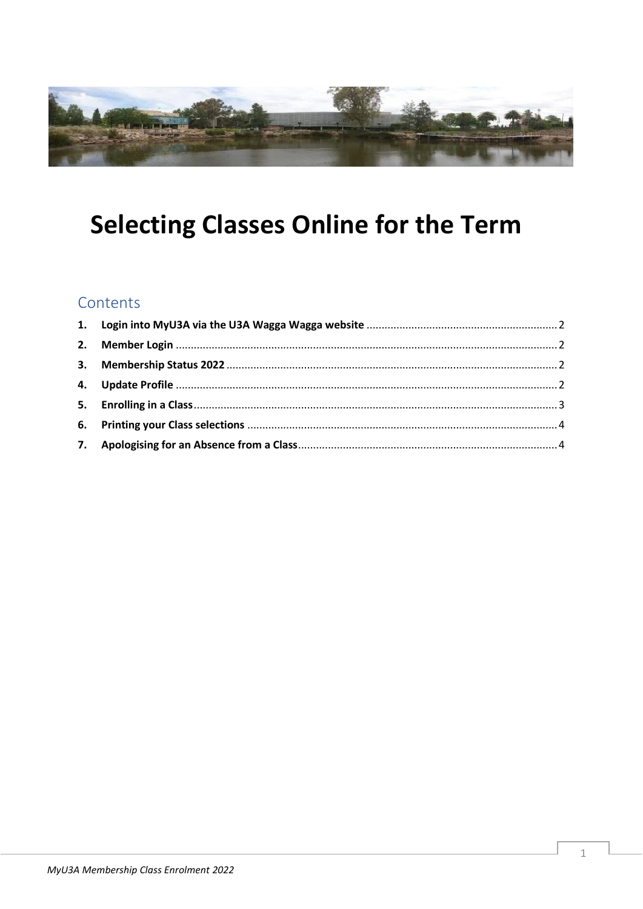# Selecting Classes Online for the Term

## Contents

1. **Login into MyU3A via the U3A Wagga Wagga website** ........ 2
2. **Member Login** ........ 2
3. **Membership Status 2022** ........ 2
4. **Update Profile** ........ 2
5. **Enrolling in a Class** ........ 3
6. **Printing your Class selections** ........ 4
7. **Apologising for an Absence from a Class** ........ 4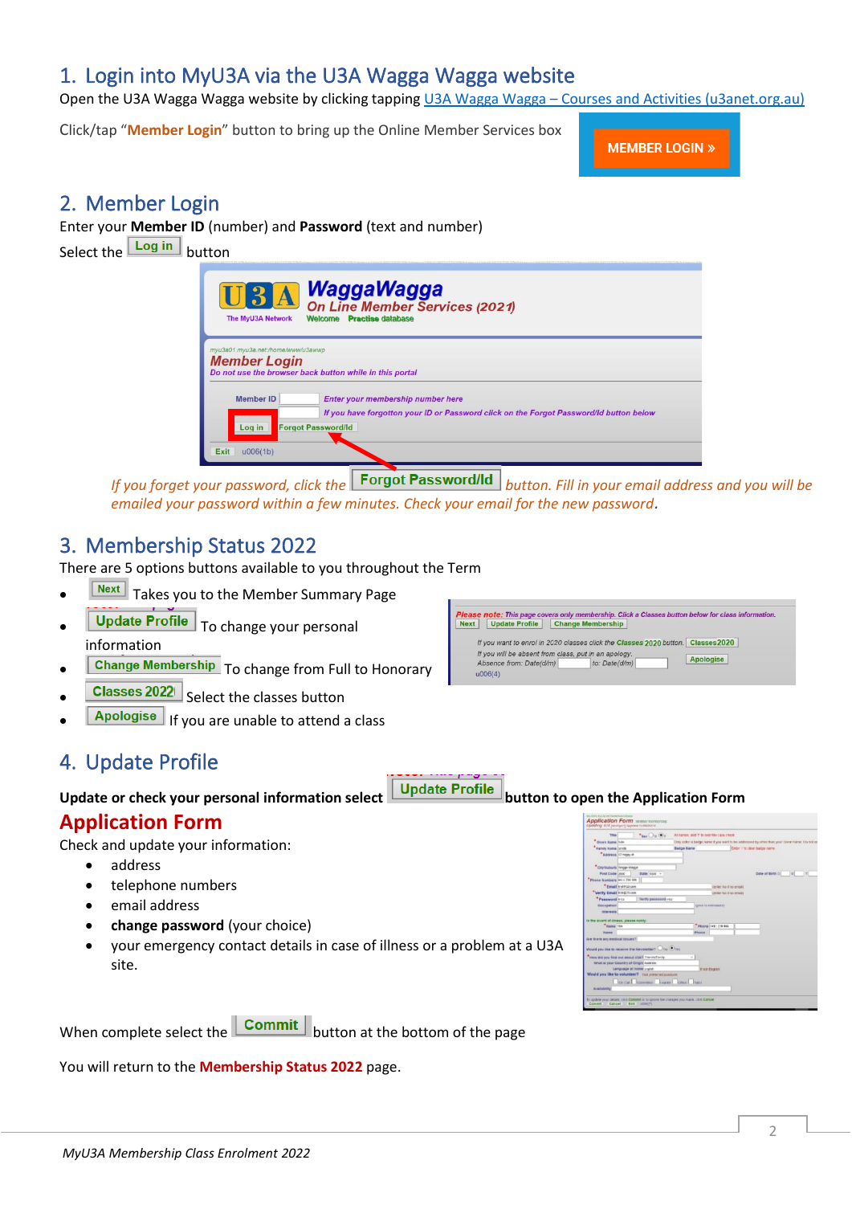## 1. Login into MyU3A via the U3A Wagga Wagga website

Open the U3A Wagga Wagga website by clicking tapping [U3A Wagga Wagga – Courses and Activities (u3anet.org.au)](https://u3anet.org.au)

Click/tap "**Member Login**" button to bring up the Online Member Services box

## 2. Member Login

Enter your **Member ID** (number) and **Password** (text and number)

Select the **Log in** button

*If you forget your password, click the* **Forgot Password/Id** *button. Fill in your email address and you will be emailed your password within a few minutes. Check your email for the new password.*

## 3. Membership Status 2022

There are 5 options buttons available to you throughout the Term

- **Next** Takes you to the Member Summary Page
- **Update Profile** To change your personal information
- **Change Membership** To change from Full to Honorary
- **Classes 2022** Select the classes button
- **Apologise** If you are unable to attend a class

## 4. Update Profile

**Update or check your personal information select Update Profile button to open the Application Form**

## Application Form

Check and update your information:

- address
- telephone numbers
- email address
- **change password** (your choice)
- your emergency contact details in case of illness or a problem at a U3A site.

When complete select the **Commit** button at the bottom of the page

You will return to the **Membership Status 2022** page.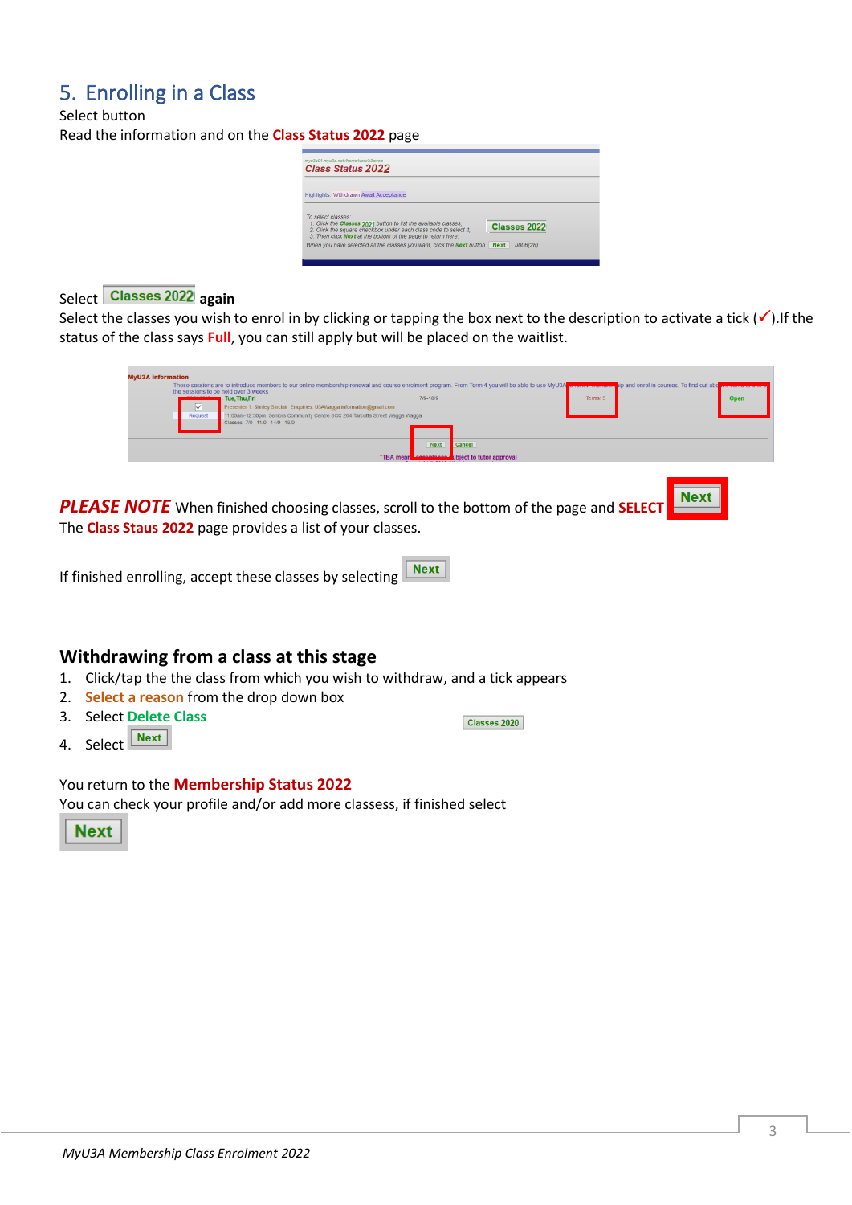## 5. Enrolling in a Class

Select button

Read the information and on the **Class Status 2022** page

Select **Classes 2022** **again**

Select the classes you wish to enrol in by clicking or tapping the box next to the description to activate a tick (✓).If the status of the class says **Full**, you can still apply but will be placed on the waitlist.

***PLEASE NOTE*** When finished choosing classes, scroll to the bottom of the page and **SELECT** **Next**

The **Class Staus 2022** page provides a list of your classes.

If finished enrolling, accept these classes by selecting **Next**

### Withdrawing from a class at this stage

1. Click/tap the the class from which you wish to withdraw, and a tick appears
2. **Select a reason** from the drop down box
3. Select **Delete Class**
4. Select **Next**

You return to the **Membership Status 2022**

You can check your profile and/or add more classess, if finished select **Next**

*MyU3A Membership Class Enrolment 2022*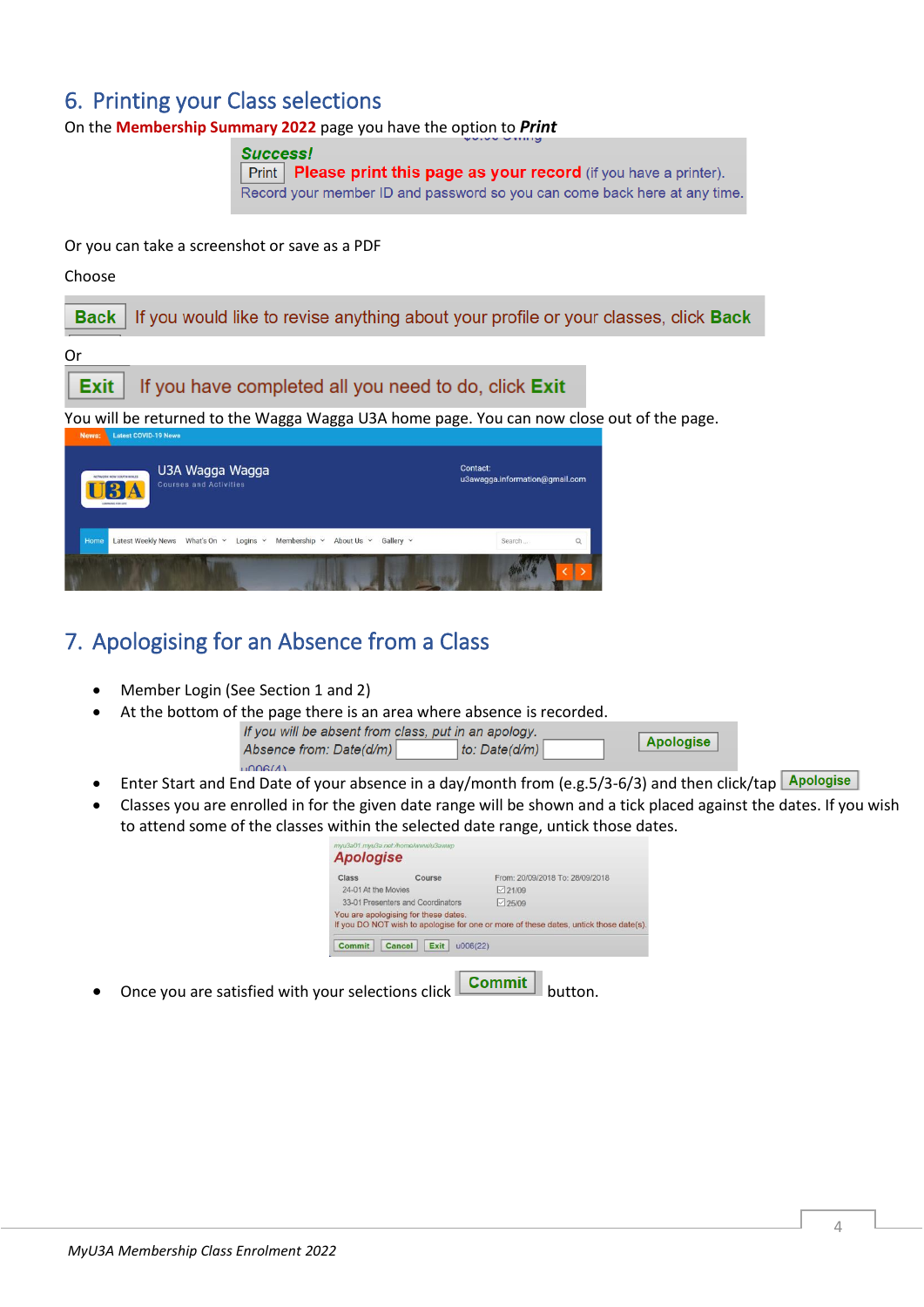## 6. Printing your Class selections

On the **Membership Summary 2022** page you have the option to ***Print***

**Success!**
Print **Please print this page as your record** (if you have a printer).
Record your member ID and password so you can come back here at any time.

Or you can take a screenshot or save as a PDF

Choose

**Back** If you would like to revise anything about your profile or your classes, click **Back**

Or

**Exit** If you have completed all you need to do, click **Exit**

You will be returned to the Wagga Wagga U3A home page. You can now close out of the page.

News: Latest COVID-19 News

U3A Wagga Wagga
Courses and Activities

Contact:
u3awagga.information@gmail.com

Home | Latest Weekly News | What's On | Logins | Membership | About Us | Gallery | Search ...

## 7. Apologising for an Absence from a Class

- Member Login (See Section 1 and 2)
- At the bottom of the page there is an area where absence is recorded.

*If you will be absent from class, put in an apology.*
*Absence from: Date(d/m)* ______ *to: Date(d/m)* ______ **Apologise**
u006(4)

- Enter Start and End Date of your absence in a day/month from (e.g.5/3-6/3) and then click/tap **Apologise**
- Classes you are enrolled in for the given date range will be shown and a tick placed against the dates. If you wish to attend some of the classes within the selected date range, untick those dates.

**Apologise**

| Class | Course | From: 20/09/2018 To: 28/09/2018 |
|---|---|---|
| 24-01 At the Movies | | ☑ 21/09 |
| 33-01 Presenters and Coordinators | | ☑ 25/09 |

You are apologising for these dates.
If you DO NOT wish to apologise for one or more of these dates, untick those date(s).

Commit | Cancel | Exit | u006(22)

- Once you are satisfied with your selections click **Commit** button.

*MyU3A Membership Class Enrolment 2022*